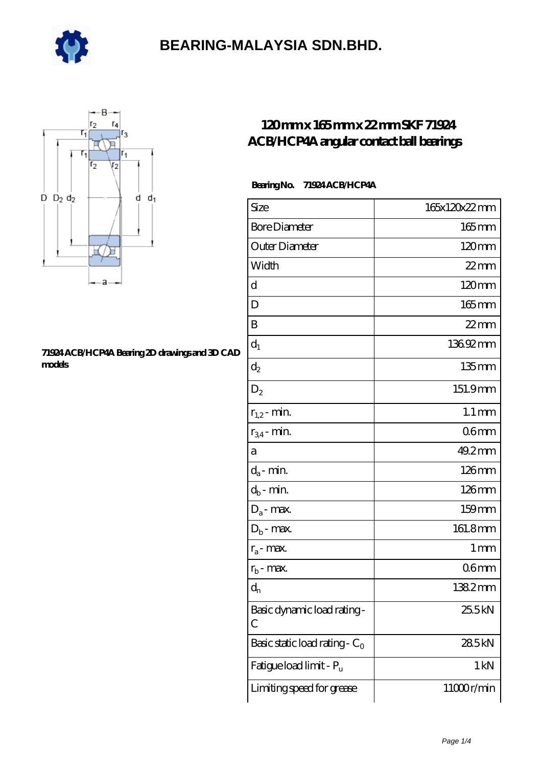# BEARING-MALAYSIA SDN.BHD.

## 120 mm x 165 mm x 22 mm SKF 71924 ACB/HCP4A angular contact ball bearings

71924 ACB/HCP4A Bearing 2D drawings and 3D CAD models

**Bearing No.** 71924 ACB/HCP4A

| | |
|---|---|
| Size | 165x120x22 mm |
| Bore Diameter | 165 mm |
| Outer Diameter | 120 mm |
| Width | 22 mm |
| d | 120 mm |
| D | 165 mm |
| B | 22 mm |
| $d_1$ | 136.92 mm |
| $d_2$ | 135 mm |
| $D_2$ | 151.9 mm |
| $r_{1,2}$ - min. | 1.1 mm |
| $r_{3,4}$ - min. | 0.6 mm |
| a | 49.2 mm |
| $d_a$ - min. | 126 mm |
| $d_b$ - min. | 126 mm |
| $D_a$ - max. | 159 mm |
| $D_b$ - max. | 161.8 mm |
| $r_a$ - max. | 1 mm |
| $r_b$ - max. | 0.6 mm |
| $d_n$ | 138.2 mm |
| Basic dynamic load rating - C | 25.5 kN |
| Basic static load rating - $C_0$ | 28.5 kN |
| Fatigue load limit - $P_u$ | 1 kN |
| Limiting speed for grease | 11000 r/min |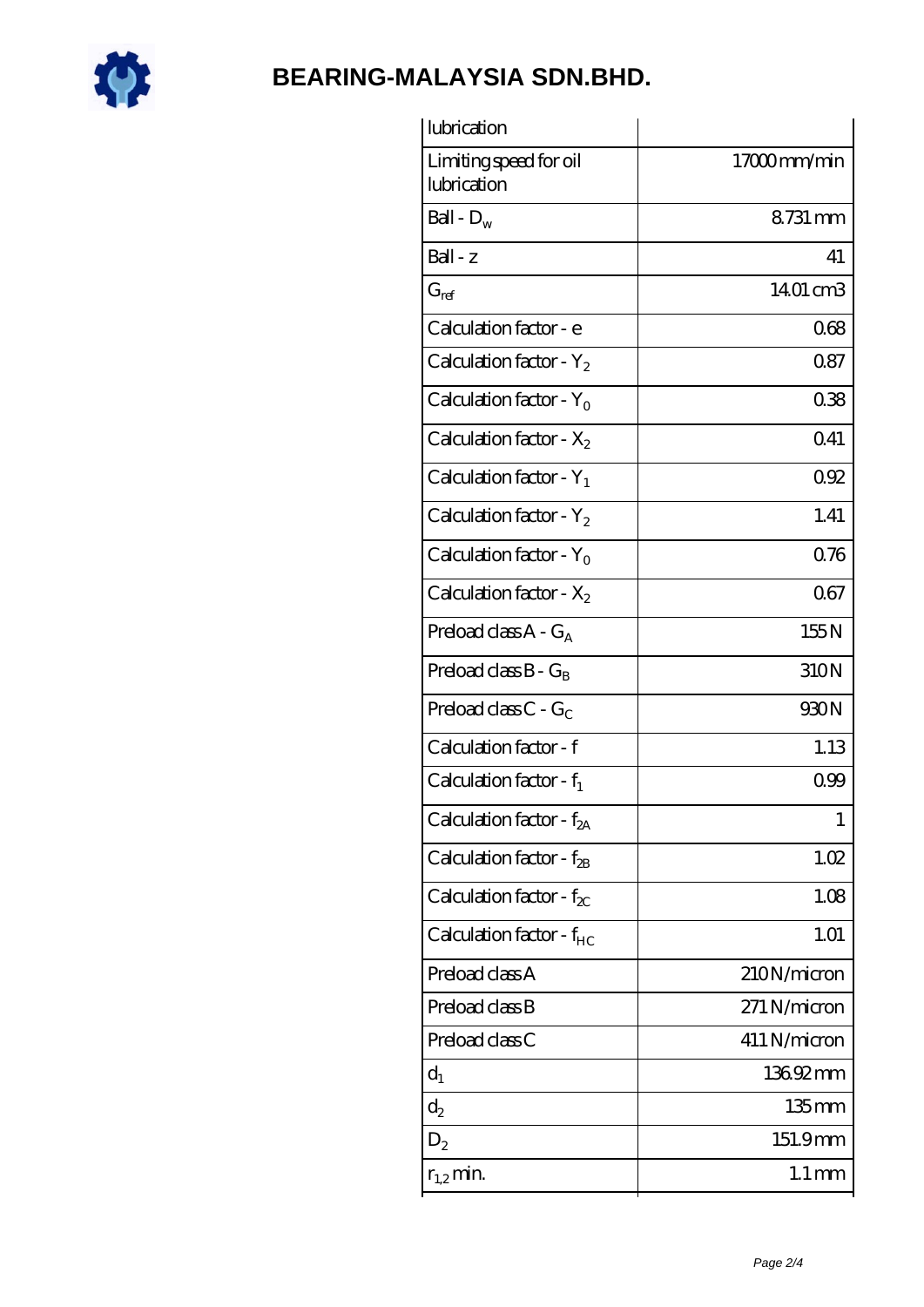| lubrication | |
|---|---|
| Limiting speed for oil lubrication | 17000 mm/min |
| Ball - $D_w$ | 8.731 mm |
| Ball - z | 41 |
| $G_{ref}$ | 14.01 cm3 |
| Calculation factor - e | 0.68 |
| Calculation factor - $Y_2$ | 0.87 |
| Calculation factor - $Y_0$ | 0.38 |
| Calculation factor - $X_2$ | 0.41 |
| Calculation factor - $Y_1$ | 0.92 |
| Calculation factor - $Y_2$ | 1.41 |
| Calculation factor - $Y_0$ | 0.76 |
| Calculation factor - $X_2$ | 0.67 |
| Preload class A - $G_A$ | 155 N |
| Preload class B - $G_B$ | 310 N |
| Preload class C - $G_C$ | 930 N |
| Calculation factor - f | 1.13 |
| Calculation factor - $f_1$ | 0.99 |
| Calculation factor - $f_{2A}$ | 1 |
| Calculation factor - $f_{2B}$ | 1.02 |
| Calculation factor - $f_{2C}$ | 1.08 |
| Calculation factor - $f_{HC}$ | 1.01 |
| Preload class A | 210 N/micron |
| Preload class B | 271 N/micron |
| Preload class C | 411 N/micron |
| $d_1$ | 136.92 mm |
| $d_2$ | 135 mm |
| $D_2$ | 151.9 mm |
| $r_{1,2}$ min. | 1.1 mm |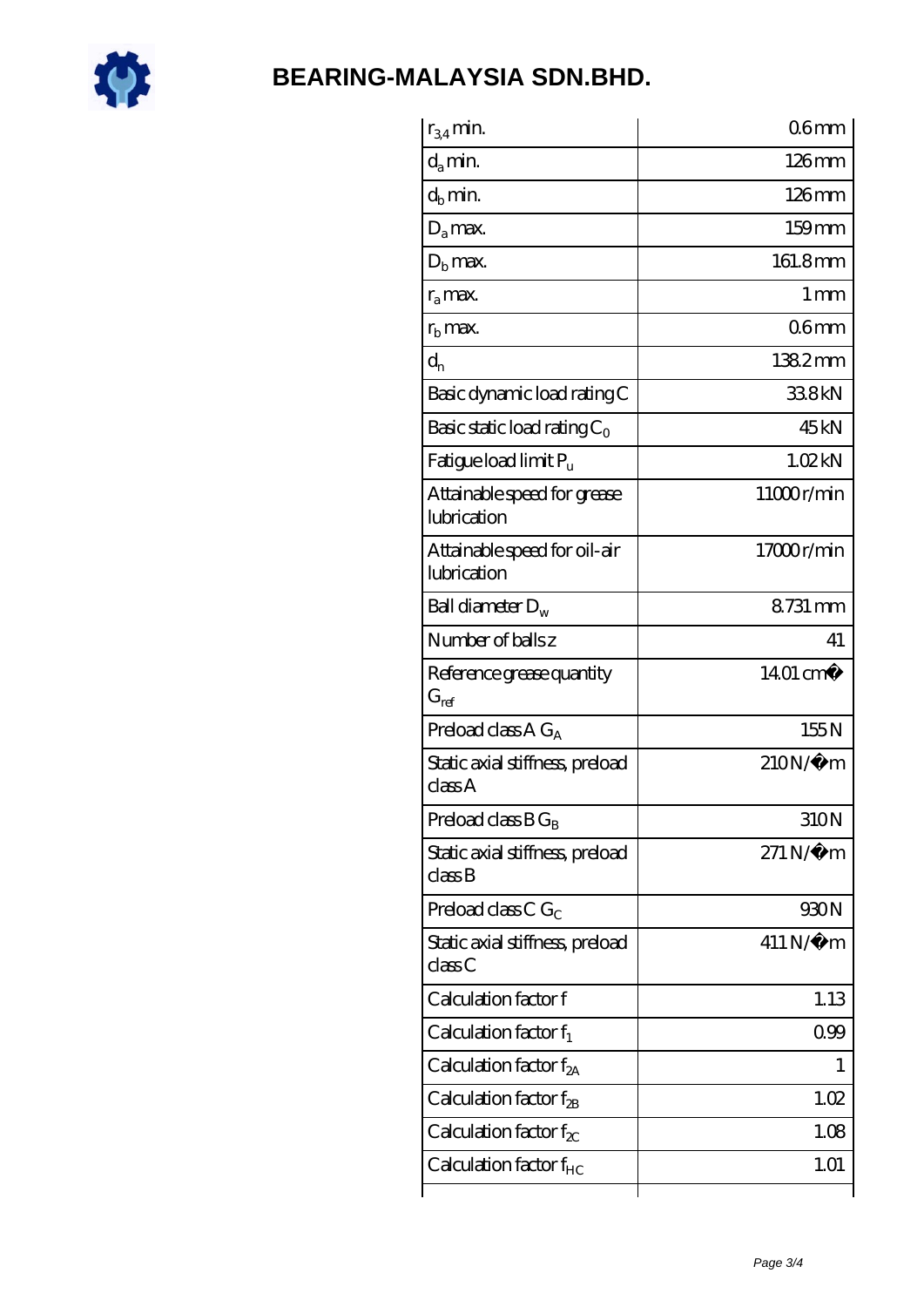# BEARING-MALAYSIA SDN.BHD.

| | |
|---|---|
| $r_{3,4}$ min. | 0.6 mm |
| $d_a$ min. | 126 mm |
| $d_b$ min. | 126 mm |
| $D_a$ max. | 159 mm |
| $D_b$ max. | 161.8 mm |
| $r_a$ max. | 1 mm |
| $r_b$ max. | 0.6 mm |
| $d_n$ | 138.2 mm |
| Basic dynamic load rating C | 33.8 kN |
| Basic static load rating $C_0$ | 45 kN |
| Fatigue load limit $P_u$ | 1.02 kN |
| Attainable speed for grease lubrication | 11000 r/min |
| Attainable speed for oil-air lubrication | 17000 r/min |
| Ball diameter $D_w$ | 8.731 mm |
| Number of balls z | 41 |
| Reference grease quantity $G_{ref}$ | 14.01 cm� |
| Preload class A $G_A$ | 155 N |
| Static axial stiffness, preload class A | 210 N/�m |
| Preload class B $G_B$ | 310 N |
| Static axial stiffness, preload class B | 271 N/�m |
| Preload class C $G_C$ | 930 N |
| Static axial stiffness, preload class C | 411 N/�m |
| Calculation factor f | 1.13 |
| Calculation factor $f_1$ | 0.99 |
| Calculation factor $f_{2A}$ | 1 |
| Calculation factor $f_{2B}$ | 1.02 |
| Calculation factor $f_{2C}$ | 1.08 |
| Calculation factor $f_{HC}$ | 1.01 |
| | |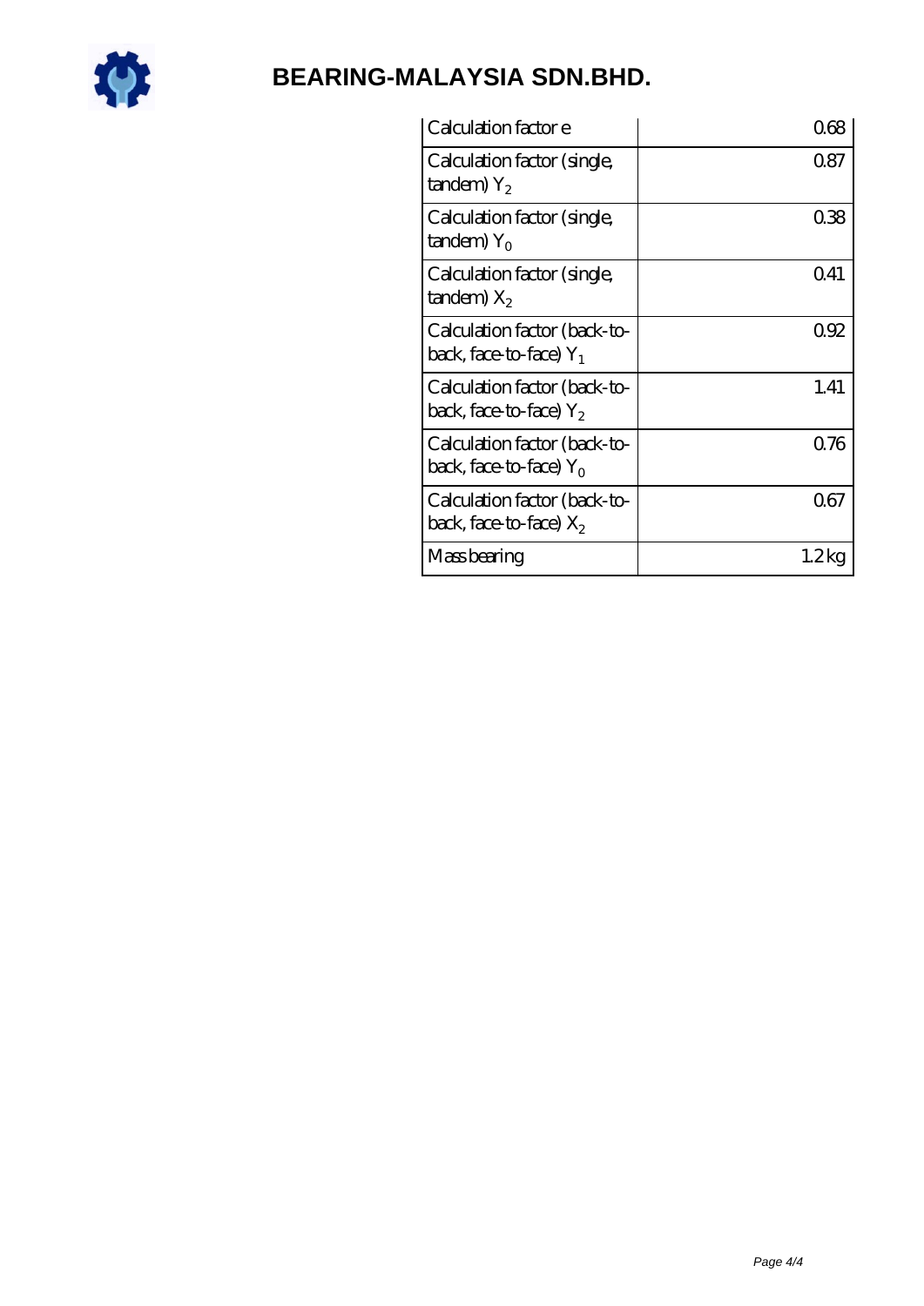| | |
|---|---|
| Calculation factor e | 0.68 |
| Calculation factor (single, tandem) $Y_2$ | 0.87 |
| Calculation factor (single, tandem) $Y_0$ | 0.38 |
| Calculation factor (single, tandem) $X_2$ | 0.41 |
| Calculation factor (back-to-back, face-to-face) $Y_1$ | 0.92 |
| Calculation factor (back-to-back, face-to-face) $Y_2$ | 1.41 |
| Calculation factor (back-to-back, face-to-face) $Y_0$ | 0.76 |
| Calculation factor (back-to-back, face-to-face) $X_2$ | 0.67 |
| Mass bearing | 1.2 kg |